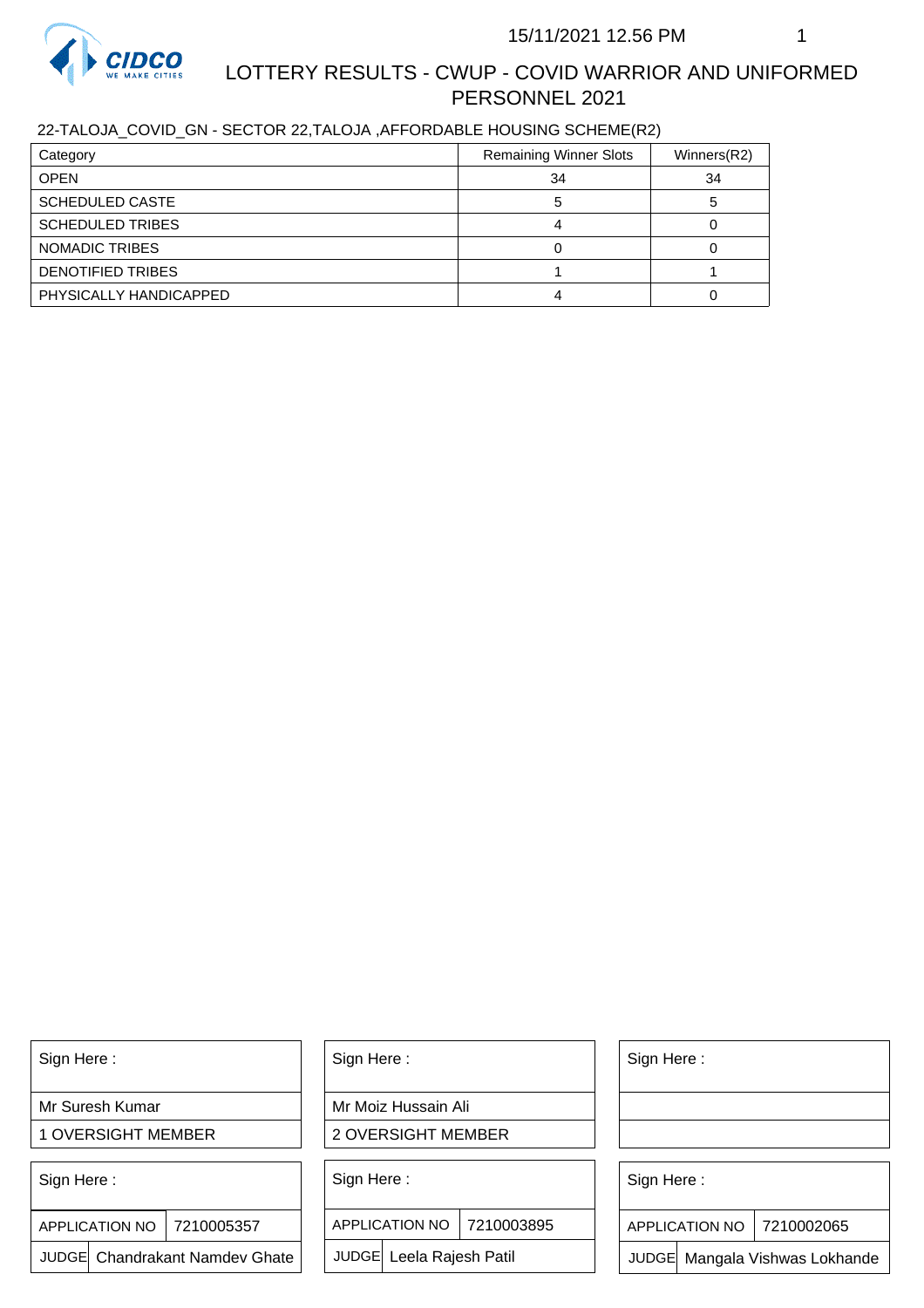# LOTTERY RESULTS - CWUP - COVID WARRIOR AND UNIFORMED PERSONNEL 2021

15/11/2021 12.56 PM

22-TALOJA_COVID_GN - SECTOR 22,TALOJA ,AFFORDABLE HOUSING SCHEME(R2)

| Category | Remaining Winner Slots | Winners(R2) |
|---|---|---|
| OPEN | 34 | 34 |
| SCHEDULED CASTE | 5 | 5 |
| SCHEDULED TRIBES | 4 | 0 |
| NOMADIC TRIBES | 0 | 0 |
| DENOTIFIED TRIBES | 1 | 1 |
| PHYSICALLY HANDICAPPED | 4 | 0 |

| Sign Here : | Sign Here : | Sign Here : |
|---|---|---|
| Mr Suresh Kumar | Mr Moiz Hussain Ali | |
| 1 OVERSIGHT MEMBER | 2 OVERSIGHT MEMBER | |

| Sign Here : | Sign Here : | Sign Here : |
|---|---|---|
| APPLICATION NO 7210005357 | APPLICATION NO 7210003895 | APPLICATION NO 7210002065 |
| JUDGE Chandrakant Namdev Ghate | JUDGE Leela Rajesh Patil | JUDGE Mangala Vishwas Lokhande |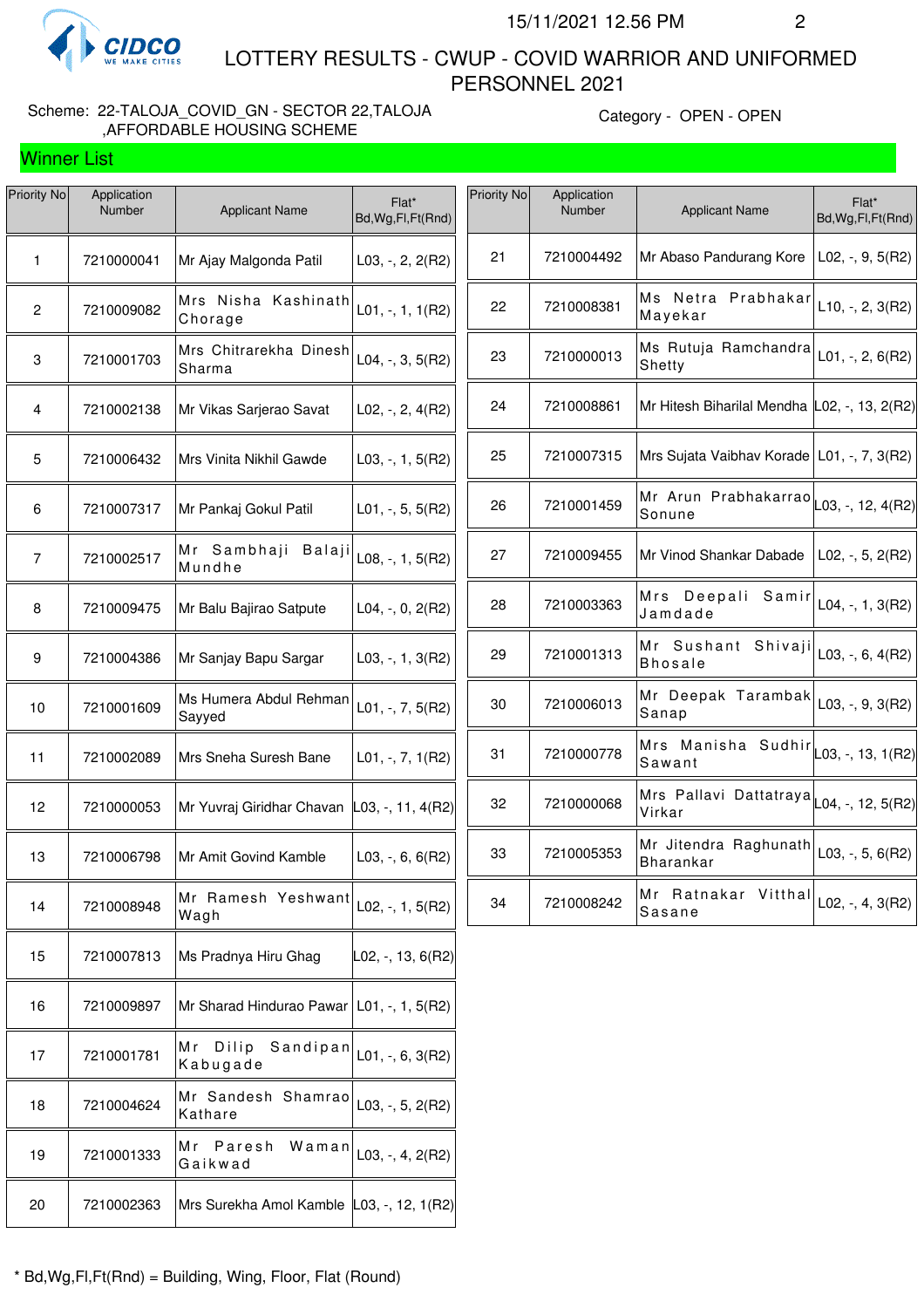LOTTERY RESULTS - CWUP - COVID WARRIOR AND UNIFORMED PERSONNEL 2021

15/11/2021 12.56 PM

Scheme: 22-TALOJA_COVID_GN - SECTOR 22,TALOJA ,AFFORDABLE HOUSING SCHEME

Category - OPEN - OPEN

## Winner List

| Priority No | Application Number | Applicant Name | Flat* Bd,Wg,Fl,Ft(Rnd) |
|---|---|---|---|
| 1 | 7210000041 | Mr Ajay Malgonda Patil | L03, -, 2, 2(R2) |
| 2 | 7210009082 | Mrs Nisha Kashinath Chorage | L01, -, 1, 1(R2) |
| 3 | 7210001703 | Mrs Chitrarekha Dinesh Sharma | L04, -, 3, 5(R2) |
| 4 | 7210002138 | Mr Vikas Sarjerao Savat | L02, -, 2, 4(R2) |
| 5 | 7210006432 | Mrs Vinita Nikhil Gawde | L03, -, 1, 5(R2) |
| 6 | 7210007317 | Mr Pankaj Gokul Patil | L01, -, 5, 5(R2) |
| 7 | 7210002517 | Mr Sambhaji Balaji Mundhe | L08, -, 1, 5(R2) |
| 8 | 7210009475 | Mr Balu Bajirao Satpute | L04, -, 0, 2(R2) |
| 9 | 7210004386 | Mr Sanjay Bapu Sargar | L03, -, 1, 3(R2) |
| 10 | 7210001609 | Ms Humera Abdul Rehman Sayyed | L01, -, 7, 5(R2) |
| 11 | 7210002089 | Mrs Sneha Suresh Bane | L01, -, 7, 1(R2) |
| 12 | 7210000053 | Mr Yuvraj Giridhar Chavan | L03, -, 11, 4(R2) |
| 13 | 7210006798 | Mr Amit Govind Kamble | L03, -, 6, 6(R2) |
| 14 | 7210008948 | Mr Ramesh Yeshwant Wagh | L02, -, 1, 5(R2) |
| 15 | 7210007813 | Ms Pradnya Hiru Ghag | L02, -, 13, 6(R2) |
| 16 | 7210009897 | Mr Sharad Hindurao Pawar | L01, -, 1, 5(R2) |
| 17 | 7210001781 | Mr Dilip Sandipan Kabugade | L01, -, 6, 3(R2) |
| 18 | 7210004624 | Mr Sandesh Shamrao Kathare | L03, -, 5, 2(R2) |
| 19 | 7210001333 | Mr Paresh Waman Gaikwad | L03, -, 4, 2(R2) |
| 20 | 7210002363 | Mrs Surekha Amol Kamble | L03, -, 12, 1(R2) |
| 21 | 7210004492 | Mr Abaso Pandurang Kore | L02, -, 9, 5(R2) |
| 22 | 7210008381 | Ms Netra Prabhakar Mayekar | L10, -, 2, 3(R2) |
| 23 | 7210000013 | Ms Rutuja Ramchandra Shetty | L01, -, 2, 6(R2) |
| 24 | 7210008861 | Mr Hitesh Biharilal Mendha | L02, -, 13, 2(R2) |
| 25 | 7210007315 | Mrs Sujata Vaibhav Korade | L01, -, 7, 3(R2) |
| 26 | 7210001459 | Mr Arun Prabhakarrao Sonune | L03, -, 12, 4(R2) |
| 27 | 7210009455 | Mr Vinod Shankar Dabade | L02, -, 5, 2(R2) |
| 28 | 7210003363 | Mrs Deepali Samir Jamdade | L04, -, 1, 3(R2) |
| 29 | 7210001313 | Mr Sushant Shivaji Bhosale | L03, -, 6, 4(R2) |
| 30 | 7210006013 | Mr Deepak Tarambak Sanap | L03, -, 9, 3(R2) |
| 31 | 7210000778 | Mrs Manisha Sudhir Sawant | L03, -, 13, 1(R2) |
| 32 | 7210000068 | Mrs Pallavi Dattatraya Virkar | L04, -, 12, 5(R2) |
| 33 | 7210005353 | Mr Jitendra Raghunath Bharankar | L03, -, 5, 6(R2) |
| 34 | 7210008242 | Mr Ratnakar Vitthal Sasane | L02, -, 4, 3(R2) |

* Bd,Wg,Fl,Ft(Rnd) = Building, Wing, Floor, Flat (Round)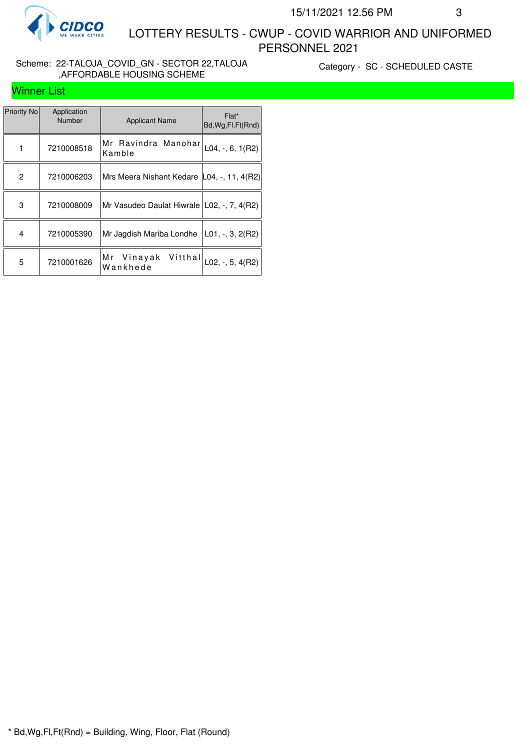# LOTTERY RESULTS - CWUP - COVID WARRIOR AND UNIFORMED PERSONNEL 2021

15/11/2021 12.56 PM

Scheme: 22-TALOJA_COVID_GN - SECTOR 22,TALOJA ,AFFORDABLE HOUSING SCHEME

Category - SC - SCHEDULED CASTE

## Winner List

| Priority No | Application Number | Applicant Name | Flat* Bd,Wg,Fl,Ft(Rnd) |
|---|---|---|---|
| 1 | 7210008518 | Mr Ravindra Manohar Kamble | L04, -, 6, 1(R2) |
| 2 | 7210006203 | Mrs Meera Nishant Kedare | L04, -, 11, 4(R2) |
| 3 | 7210008009 | Mr Vasudeo Daulat Hiwrale | L02, -, 7, 4(R2) |
| 4 | 7210005390 | Mr Jagdish Mariba Londhe | L01, -, 3, 2(R2) |
| 5 | 7210001626 | Mr Vinayak Vitthal Wankhede | L02, -, 5, 4(R2) |

* Bd,Wg,Fl,Ft(Rnd) = Building, Wing, Floor, Flat (Round)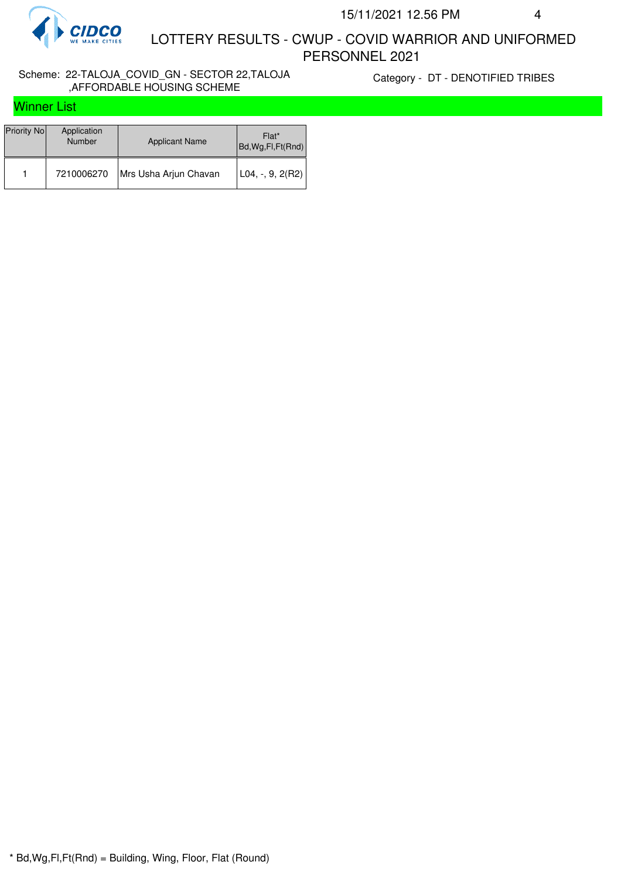LOTTERY RESULTS - CWUP - COVID WARRIOR AND UNIFORMED PERSONNEL 2021

Scheme: 22-TALOJA_COVID_GN - SECTOR 22,TALOJA ,AFFORDABLE HOUSING SCHEME

Category - DT - DENOTIFIED TRIBES

## Winner List

| Priority No | Application Number | Applicant Name | Flat* Bd,Wg,Fl,Ft(Rnd) |
|---|---|---|---|
| 1 | 7210006270 | Mrs Usha Arjun Chavan | L04, -, 9, 2(R2) |

* Bd,Wg,Fl,Ft(Rnd) = Building, Wing, Floor, Flat (Round)